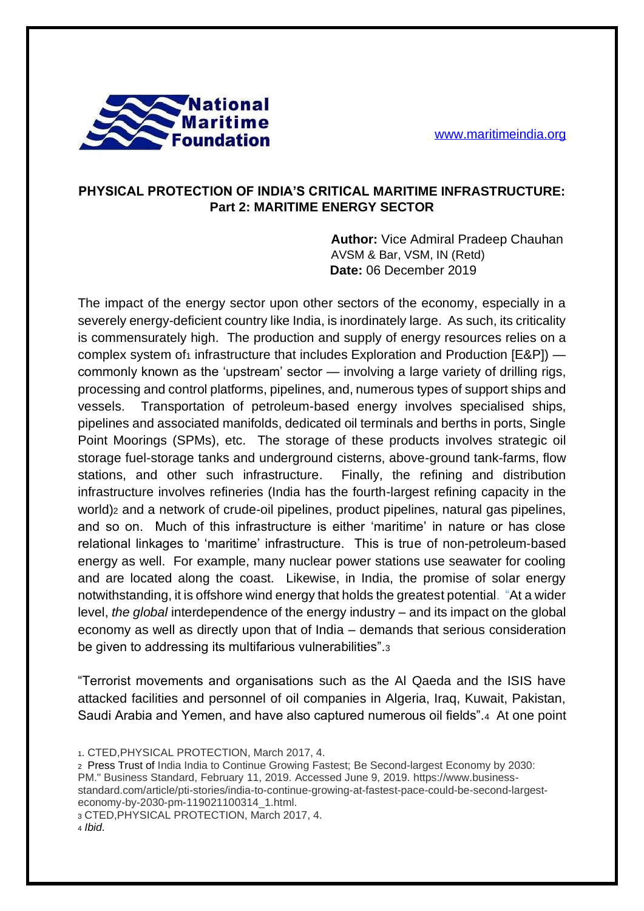www.maritimeindia.org

## PHYSICAL PROTECTION OF INDIA'S CRITICAL MARITIME INFRASTRUCTURE: Part 2: MARITIME ENERGY SECTOR

**Author:** Vice Admiral Pradeep Chauhan AVSM & Bar, VSM, IN (Retd)
**Date:** 06 December 2019

The impact of the energy sector upon other sectors of the economy, especially in a severely energy-deficient country like India, is inordinately large. As such, its criticality is commensurately high. The production and supply of energy resources relies on a complex system of[1] infrastructure that includes Exploration and Production [E&P]) — commonly known as the 'upstream' sector — involving a large variety of drilling rigs, processing and control platforms, pipelines, and, numerous types of support ships and vessels. Transportation of petroleum-based energy involves specialised ships, pipelines and associated manifolds, dedicated oil terminals and berths in ports, Single Point Moorings (SPMs), etc. The storage of these products involves strategic oil storage fuel-storage tanks and underground cisterns, above-ground tank-farms, flow stations, and other such infrastructure. Finally, the refining and distribution infrastructure involves refineries (India has the fourth-largest refining capacity in the world)[2] and a network of crude-oil pipelines, product pipelines, natural gas pipelines, and so on. Much of this infrastructure is either 'maritime' in nature or has close relational linkages to 'maritime' infrastructure. This is true of non-petroleum-based energy as well. For example, many nuclear power stations use seawater for cooling and are located along the coast. Likewise, in India, the promise of solar energy notwithstanding, it is offshore wind energy that holds the greatest potential. "At a wider level, *the global* interdependence of the energy industry – and its impact on the global economy as well as directly upon that of India – demands that serious consideration be given to addressing its multifarious vulnerabilities".[3]

"Terrorist movements and organisations such as the Al Qaeda and the ISIS have attacked facilities and personnel of oil companies in Algeria, Iraq, Kuwait, Pakistan, Saudi Arabia and Yemen, and have also captured numerous oil fields".[4] At one point

1. CTED,PHYSICAL PROTECTION, March 2017, 4.

2 Press Trust of India India to Continue Growing Fastest; Be Second-largest Economy by 2030: PM." Business Standard, February 11, 2019. Accessed June 9, 2019. https://www.business-standard.com/article/pti-stories/india-to-continue-growing-at-fastest-pace-could-be-second-largest-economy-by-2030-pm-119021100314_1.html.

3 CTED,PHYSICAL PROTECTION, March 2017, 4.

4 *Ibid*.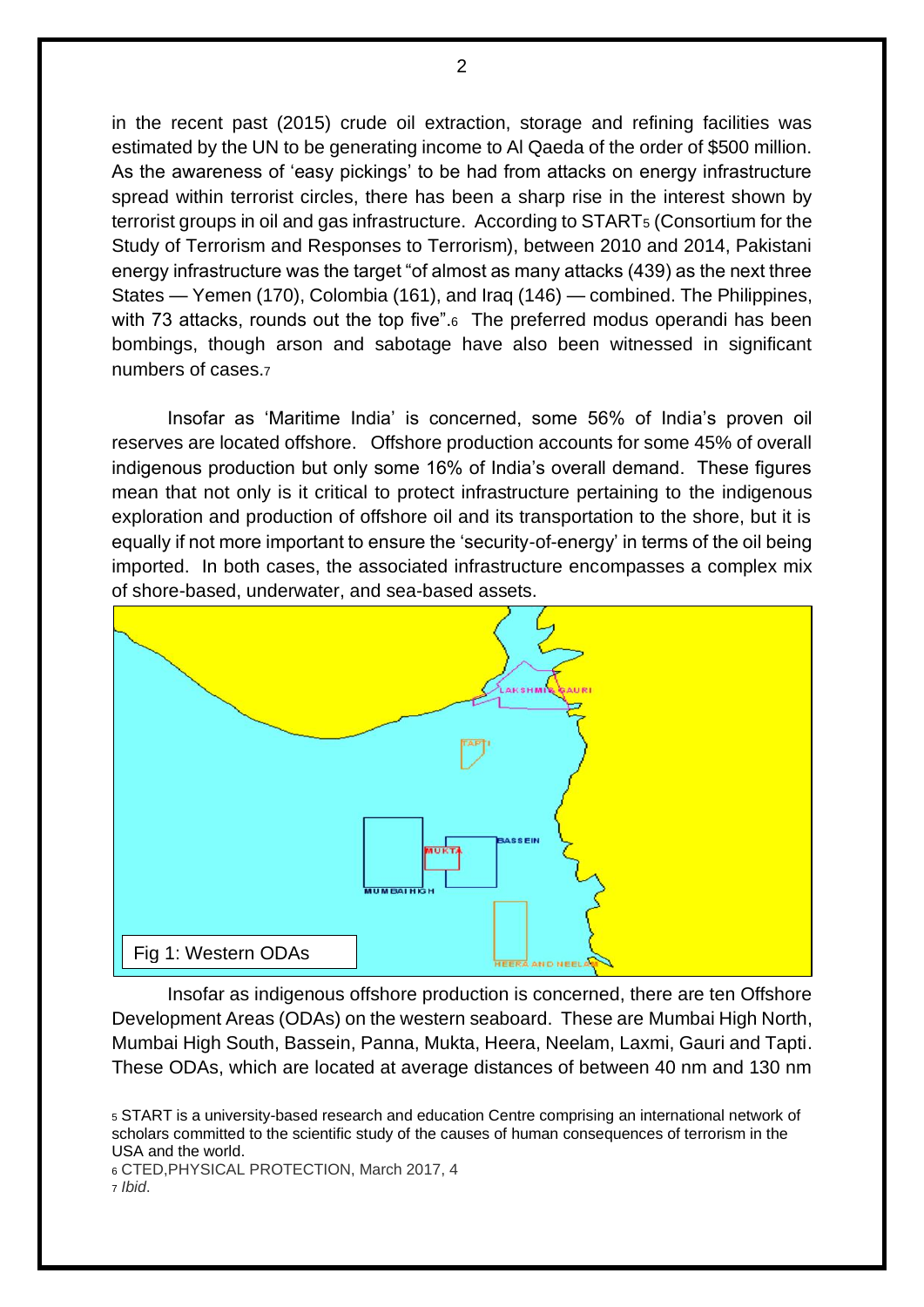in the recent past (2015) crude oil extraction, storage and refining facilities was estimated by the UN to be generating income to Al Qaeda of the order of $500 million. As the awareness of 'easy pickings' to be had from attacks on energy infrastructure spread within terrorist circles, there has been a sharp rise in the interest shown by terrorist groups in oil and gas infrastructure. According to START[5] (Consortium for the Study of Terrorism and Responses to Terrorism), between 2010 and 2014, Pakistani energy infrastructure was the target "of almost as many attacks (439) as the next three States — Yemen (170), Colombia (161), and Iraq (146) — combined. The Philippines, with 73 attacks, rounds out the top five".[6] The preferred modus operandi has been bombings, though arson and sabotage have also been witnessed in significant numbers of cases.[7]

Insofar as 'Maritime India' is concerned, some 56% of India's proven oil reserves are located offshore. Offshore production accounts for some 45% of overall indigenous production but only some 16% of India's overall demand. These figures mean that not only is it critical to protect infrastructure pertaining to the indigenous exploration and production of offshore oil and its transportation to the shore, but it is equally if not more important to ensure the 'security-of-energy' in terms of the oil being imported. In both cases, the associated infrastructure encompasses a complex mix of shore-based, underwater, and sea-based assets.

Fig 1: Western ODAs

Insofar as indigenous offshore production is concerned, there are ten Offshore Development Areas (ODAs) on the western seaboard. These are Mumbai High North, Mumbai High South, Bassein, Panna, Mukta, Heera, Neelam, Laxmi, Gauri and Tapti. These ODAs, which are located at average distances of between 40 nm and 130 nm

[5] START is a university-based research and education Centre comprising an international network of scholars committed to the scientific study of the causes of human consequences of terrorism in the USA and the world.

[6] CTED,PHYSICAL PROTECTION, March 2017, 4

[7] *Ibid*.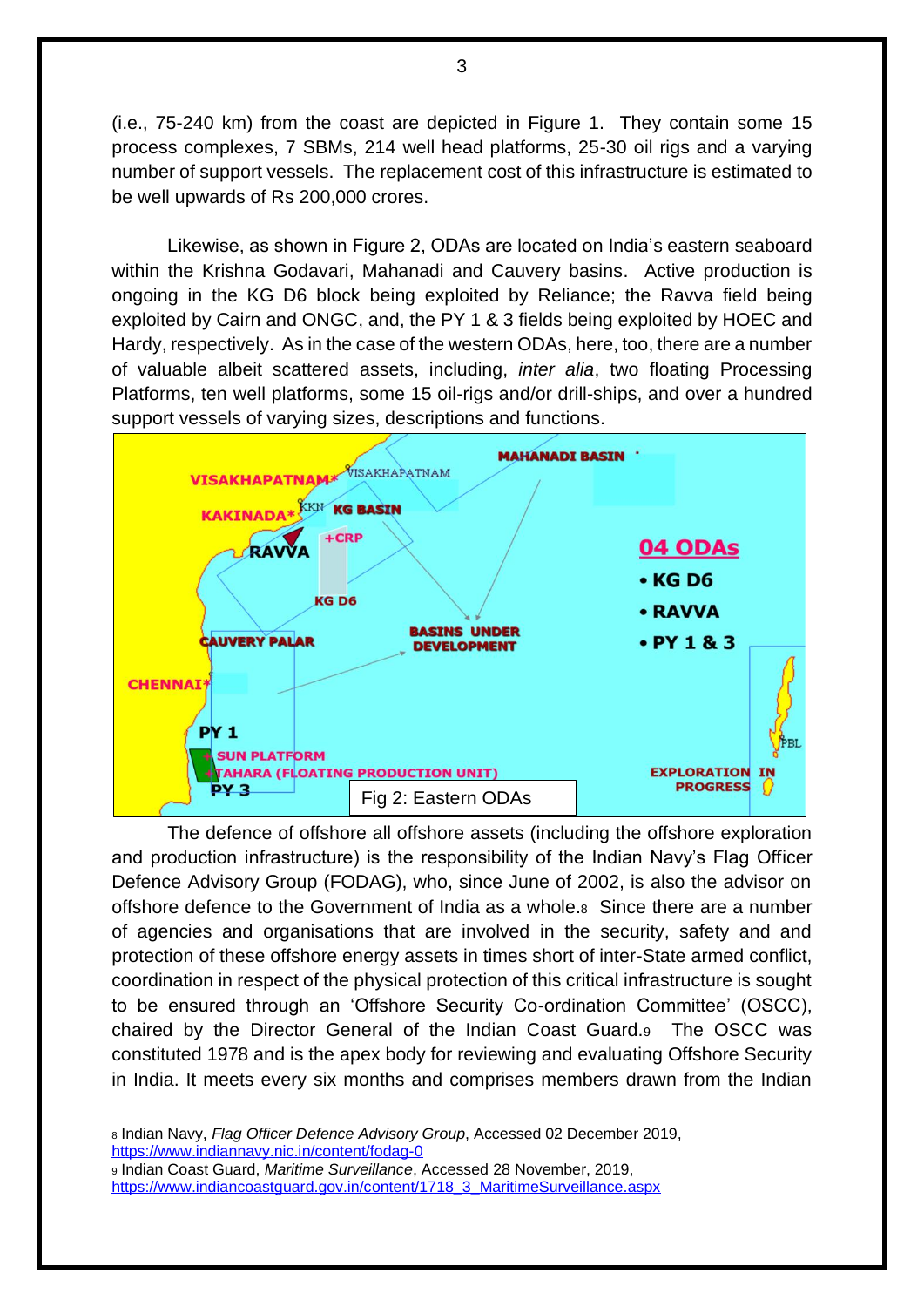(i.e., 75-240 km) from the coast are depicted in Figure 1. They contain some 15 process complexes, 7 SBMs, 214 well head platforms, 25-30 oil rigs and a varying number of support vessels. The replacement cost of this infrastructure is estimated to be well upwards of Rs 200,000 crores.

Likewise, as shown in Figure 2, ODAs are located on India's eastern seaboard within the Krishna Godavari, Mahanadi and Cauvery basins. Active production is ongoing in the KG D6 block being exploited by Reliance; the Ravva field being exploited by Cairn and ONGC, and, the PY 1 & 3 fields being exploited by HOEC and Hardy, respectively. As in the case of the western ODAs, here, too, there are a number of valuable albeit scattered assets, including, *inter alia*, two floating Processing Platforms, ten well platforms, some 15 oil-rigs and/or drill-ships, and over a hundred support vessels of varying sizes, descriptions and functions.

Fig 2: Eastern ODAs

The defence of offshore all offshore assets (including the offshore exploration and production infrastructure) is the responsibility of the Indian Navy's Flag Officer Defence Advisory Group (FODAG), who, since June of 2002, is also the advisor on offshore defence to the Government of India as a whole.[8] Since there are a number of agencies and organisations that are involved in the security, safety and and protection of these offshore energy assets in times short of inter-State armed conflict, coordination in respect of the physical protection of this critical infrastructure is sought to be ensured through an 'Offshore Security Co-ordination Committee' (OSCC), chaired by the Director General of the Indian Coast Guard.[9] The OSCC was constituted 1978 and is the apex body for reviewing and evaluating Offshore Security in India. It meets every six months and comprises members drawn from the Indian

[8] Indian Navy, *Flag Officer Defence Advisory Group*, Accessed 02 December 2019, https://www.indiannavy.nic.in/content/fodag-0

[9] Indian Coast Guard, *Maritime Surveillance*, Accessed 28 November, 2019, https://www.indiancoastguard.gov.in/content/1718_3_MaritimeSurveillance.aspx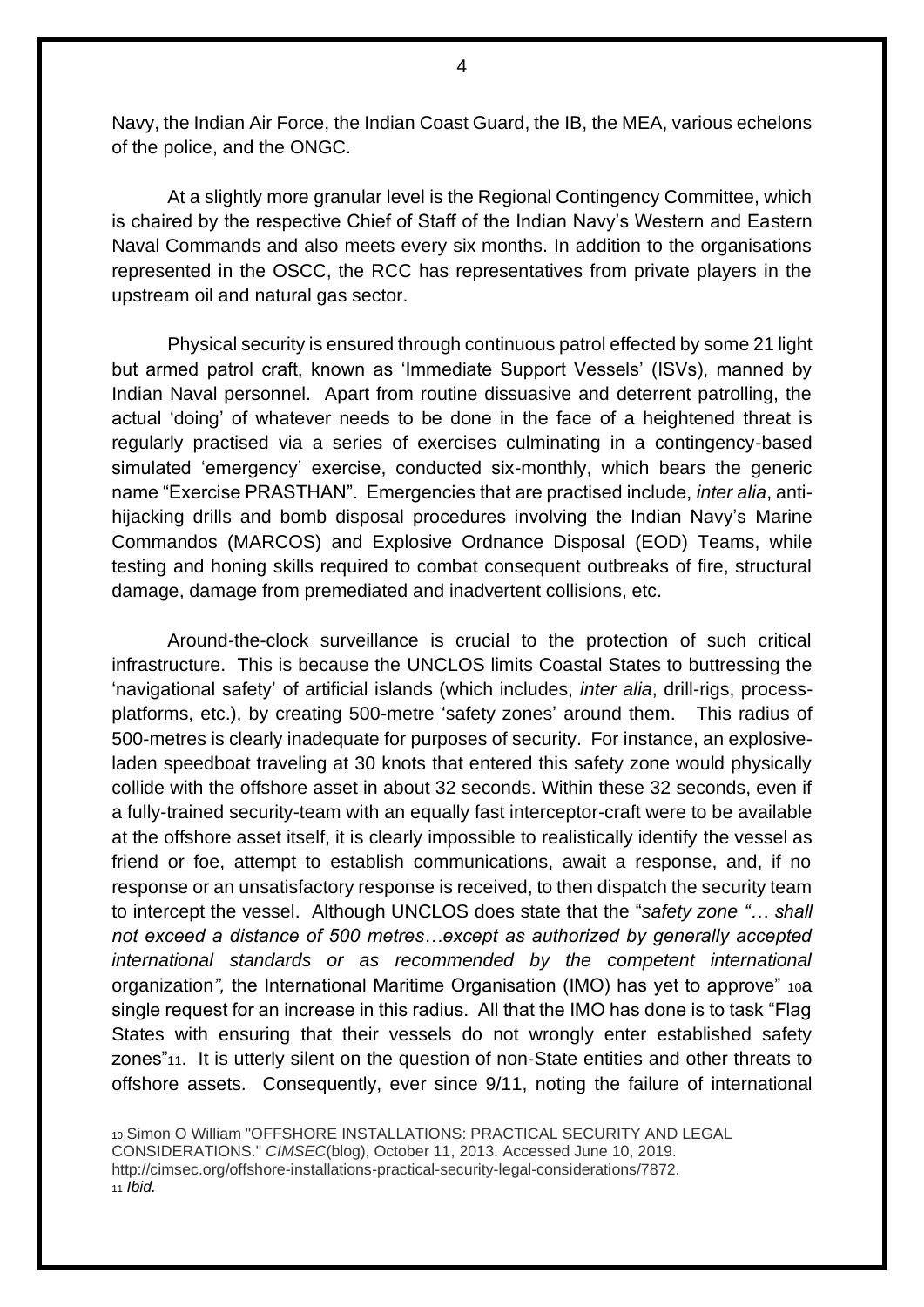Navy, the Indian Air Force, the Indian Coast Guard, the IB, the MEA, various echelons of the police, and the ONGC.

At a slightly more granular level is the Regional Contingency Committee, which is chaired by the respective Chief of Staff of the Indian Navy's Western and Eastern Naval Commands and also meets every six months. In addition to the organisations represented in the OSCC, the RCC has representatives from private players in the upstream oil and natural gas sector.

Physical security is ensured through continuous patrol effected by some 21 light but armed patrol craft, known as 'Immediate Support Vessels' (ISVs), manned by Indian Naval personnel. Apart from routine dissuasive and deterrent patrolling, the actual 'doing' of whatever needs to be done in the face of a heightened threat is regularly practised via a series of exercises culminating in a contingency-based simulated 'emergency' exercise, conducted six-monthly, which bears the generic name "Exercise PRASTHAN". Emergencies that are practised include, *inter alia*, anti-hijacking drills and bomb disposal procedures involving the Indian Navy's Marine Commandos (MARCOS) and Explosive Ordnance Disposal (EOD) Teams, while testing and honing skills required to combat consequent outbreaks of fire, structural damage, damage from premediated and inadvertent collisions, etc.

Around-the-clock surveillance is crucial to the protection of such critical infrastructure. This is because the UNCLOS limits Coastal States to buttressing the 'navigational safety' of artificial islands (which includes, *inter alia*, drill-rigs, process-platforms, etc.), by creating 500-metre 'safety zones' around them. This radius of 500-metres is clearly inadequate for purposes of security. For instance, an explosive-laden speedboat traveling at 30 knots that entered this safety zone would physically collide with the offshore asset in about 32 seconds. Within these 32 seconds, even if a fully-trained security-team with an equally fast interceptor-craft were to be available at the offshore asset itself, it is clearly impossible to realistically identify the vessel as friend or foe, attempt to establish communications, await a response, and, if no response or an unsatisfactory response is received, to then dispatch the security team to intercept the vessel. Although UNCLOS does state that the "*safety zone "… shall not exceed a distance of 500 metres…except as authorized by generally accepted international standards or as recommended by the competent international* organization*",* the International Maritime Organisation (IMO) has yet to approve" [10] a single request for an increase in this radius. All that the IMO has done is to task "Flag States with ensuring that their vessels do not wrongly enter established safety zones"[11]. It is utterly silent on the question of non-State entities and other threats to offshore assets. Consequently, ever since 9/11, noting the failure of international

[10] Simon O William "OFFSHORE INSTALLATIONS: PRACTICAL SECURITY AND LEGAL CONSIDERATIONS." *CIMSEC*(blog), October 11, 2013. Accessed June 10, 2019. http://cimsec.org/offshore-installations-practical-security-legal-considerations/7872.

[11] *Ibid.*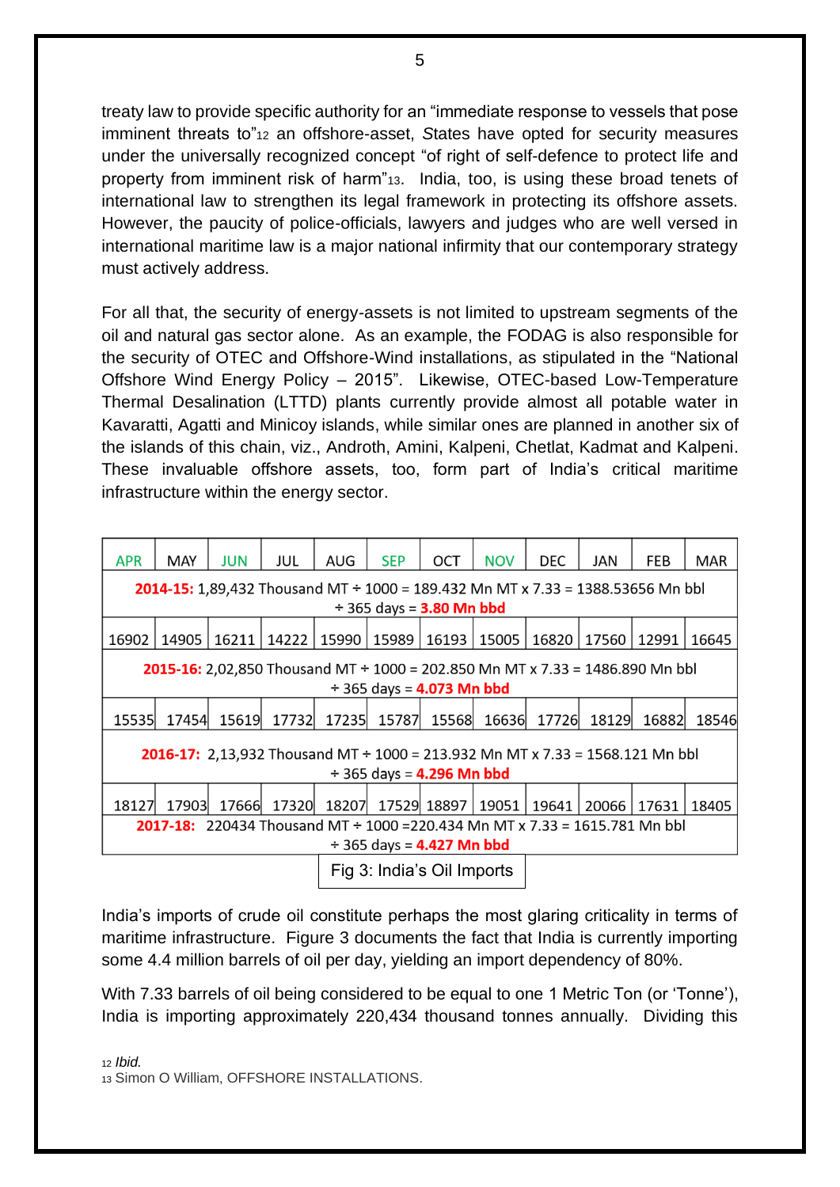treaty law to provide specific authority for an "immediate response to vessels that pose imminent threats to"[12] an offshore-asset, States have opted for security measures under the universally recognized concept "of right of self-defence to protect life and property from imminent risk of harm"[13]. India, too, is using these broad tenets of international law to strengthen its legal framework in protecting its offshore assets. However, the paucity of police-officials, lawyers and judges who are well versed in international maritime law is a major national infirmity that our contemporary strategy must actively address.

For all that, the security of energy-assets is not limited to upstream segments of the oil and natural gas sector alone. As an example, the FODAG is also responsible for the security of OTEC and Offshore-Wind installations, as stipulated in the "National Offshore Wind Energy Policy – 2015". Likewise, OTEC-based Low-Temperature Thermal Desalination (LTTD) plants currently provide almost all potable water in Kavaratti, Agatti and Minicoy islands, while similar ones are planned in another six of the islands of this chain, viz., Androth, Amini, Kalpeni, Chetlat, Kadmat and Kalpeni. These invaluable offshore assets, too, form part of India's critical maritime infrastructure within the energy sector.

| APR | MAY | JUN | JUL | AUG | SEP | OCT | NOV | DEC | JAN | FEB | MAR |
|---|---|---|---|---|---|---|---|---|---|---|---|
| **2014-15:** 1,89,432 Thousand MT ÷ 1000 = 189.432 Mn MT x 7.33 = 1388.53656 Mn bbl ÷ 365 days = **3.80 Mn bbd** | | | | | | | | | | | |
| 16902 | 14905 | 16211 | 14222 | 15990 | 15989 | 16193 | 15005 | 16820 | 17560 | 12991 | 16645 |
| **2015-16:** 2,02,850 Thousand MT ÷ 1000 = 202.850 Mn MT x 7.33 = 1486.890 Mn bbl ÷ 365 days = **4.073 Mn bbd** | | | | | | | | | | | |
| 15535 | 17454 | 15619 | 17732 | 17235 | 15787 | 15568 | 16636 | 17726 | 18129 | 16882 | 18546 |
| **2016-17:** 2,13,932 Thousand MT ÷ 1000 = 213.932 Mn MT x 7.33 = 1568.121 Mn bbl ÷ 365 days = **4.296 Mn bbd** | | | | | | | | | | | |
| 18127 | 17903 | 17666 | 17320 | 18207 | 17529 | 18897 | 19051 | 19641 | 20066 | 17631 | 18405 |
| **2017-18:** 220434 Thousand MT ÷ 1000 =220.434 Mn MT x 7.33 = 1615.781 Mn bbl ÷ 365 days = **4.427 Mn bbd** | | | | | | | | | | | |

Fig 3: India's Oil Imports

India's imports of crude oil constitute perhaps the most glaring criticality in terms of maritime infrastructure. Figure 3 documents the fact that India is currently importing some 4.4 million barrels of oil per day, yielding an import dependency of 80%.

With 7.33 barrels of oil being considered to be equal to one 1 Metric Ton (or 'Tonne'), India is importing approximately 220,434 thousand tonnes annually. Dividing this

[12] *Ibid.*

[13] Simon O William, OFFSHORE INSTALLATIONS.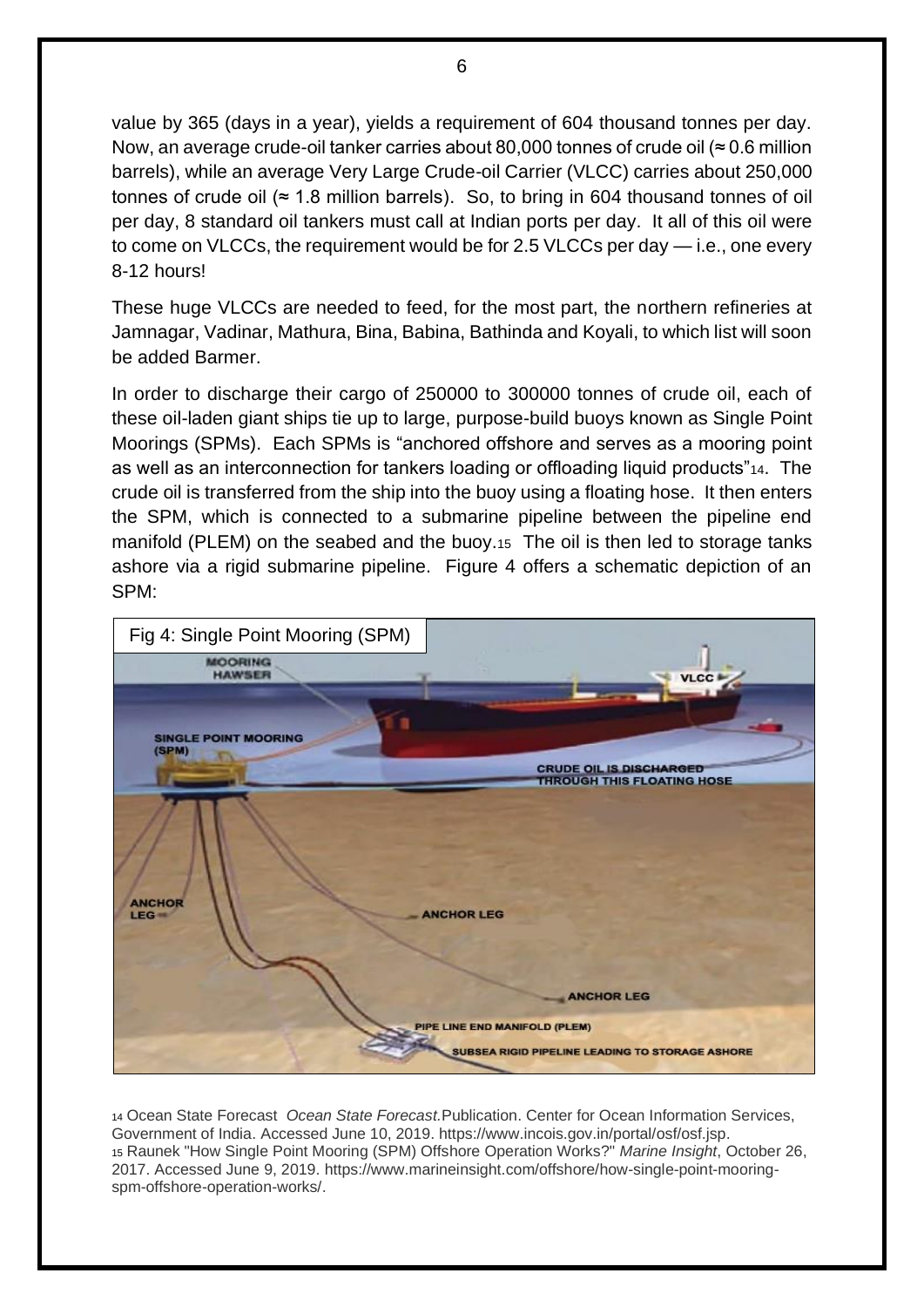value by 365 (days in a year), yields a requirement of 604 thousand tonnes per day. Now, an average crude-oil tanker carries about 80,000 tonnes of crude oil (≈ 0.6 million barrels), while an average Very Large Crude-oil Carrier (VLCC) carries about 250,000 tonnes of crude oil (≈ 1.8 million barrels). So, to bring in 604 thousand tonnes of oil per day, 8 standard oil tankers must call at Indian ports per day. It all of this oil were to come on VLCCs, the requirement would be for 2.5 VLCCs per day — i.e., one every 8-12 hours!

These huge VLCCs are needed to feed, for the most part, the northern refineries at Jamnagar, Vadinar, Mathura, Bina, Babina, Bathinda and Koyali, to which list will soon be added Barmer.

In order to discharge their cargo of 250000 to 300000 tonnes of crude oil, each of these oil-laden giant ships tie up to large, purpose-build buoys known as Single Point Moorings (SPMs). Each SPMs is "anchored offshore and serves as a mooring point as well as an interconnection for tankers loading or offloading liquid products"[14]. The crude oil is transferred from the ship into the buoy using a floating hose. It then enters the SPM, which is connected to a submarine pipeline between the pipeline end manifold (PLEM) on the seabed and the buoy.[15] The oil is then led to storage tanks ashore via a rigid submarine pipeline. Figure 4 offers a schematic depiction of an SPM:

Fig 4: Single Point Mooring (SPM)

[14] Ocean State Forecast *Ocean State Forecast.*Publication. Center for Ocean Information Services, Government of India. Accessed June 10, 2019. https://www.incois.gov.in/portal/osf/osf.jsp.
[15] Raunek "How Single Point Mooring (SPM) Offshore Operation Works?" *Marine Insight*, October 26, 2017. Accessed June 9, 2019. https://www.marineinsight.com/offshore/how-single-point-mooring-spm-offshore-operation-works/.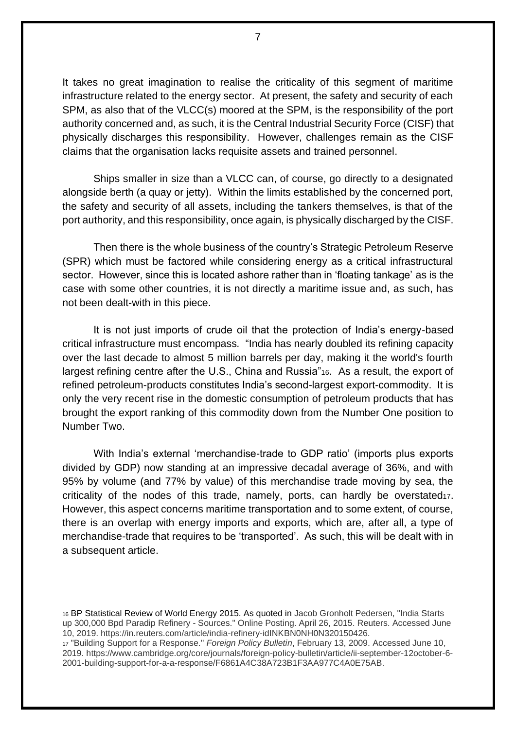It takes no great imagination to realise the criticality of this segment of maritime infrastructure related to the energy sector. At present, the safety and security of each SPM, as also that of the VLCC(s) moored at the SPM, is the responsibility of the port authority concerned and, as such, it is the Central Industrial Security Force (CISF) that physically discharges this responsibility. However, challenges remain as the CISF claims that the organisation lacks requisite assets and trained personnel.

Ships smaller in size than a VLCC can, of course, go directly to a designated alongside berth (a quay or jetty). Within the limits established by the concerned port, the safety and security of all assets, including the tankers themselves, is that of the port authority, and this responsibility, once again, is physically discharged by the CISF.

Then there is the whole business of the country's Strategic Petroleum Reserve (SPR) which must be factored while considering energy as a critical infrastructural sector. However, since this is located ashore rather than in 'floating tankage' as is the case with some other countries, it is not directly a maritime issue and, as such, has not been dealt-with in this piece.

It is not just imports of crude oil that the protection of India's energy-based critical infrastructure must encompass. "India has nearly doubled its refining capacity over the last decade to almost 5 million barrels per day, making it the world's fourth largest refining centre after the U.S., China and Russia"[16]. As a result, the export of refined petroleum-products constitutes India's second-largest export-commodity. It is only the very recent rise in the domestic consumption of petroleum products that has brought the export ranking of this commodity down from the Number One position to Number Two.

With India's external 'merchandise-trade to GDP ratio' (imports plus exports divided by GDP) now standing at an impressive decadal average of 36%, and with 95% by volume (and 77% by value) of this merchandise trade moving by sea, the criticality of the nodes of this trade, namely, ports, can hardly be overstated[17]. However, this aspect concerns maritime transportation and to some extent, of course, there is an overlap with energy imports and exports, which are, after all, a type of merchandise-trade that requires to be 'transported'. As such, this will be dealt with in a subsequent article.

[16] BP Statistical Review of World Energy 2015. As quoted in Jacob Gronholt Pedersen, "India Starts up 300,000 Bpd Paradip Refinery - Sources." Online Posting. April 26, 2015. Reuters. Accessed June 10, 2019. https://in.reuters.com/article/india-refinery-idINKBN0NH0N320150426.

[17] "Building Support for a Response." *Foreign Policy Bulletin*, February 13, 2009. Accessed June 10, 2019. https://www.cambridge.org/core/journals/foreign-policy-bulletin/article/ii-september-12october-6-2001-building-support-for-a-a-response/F6861A4C38A723B1F3AA977C4A0E75AB.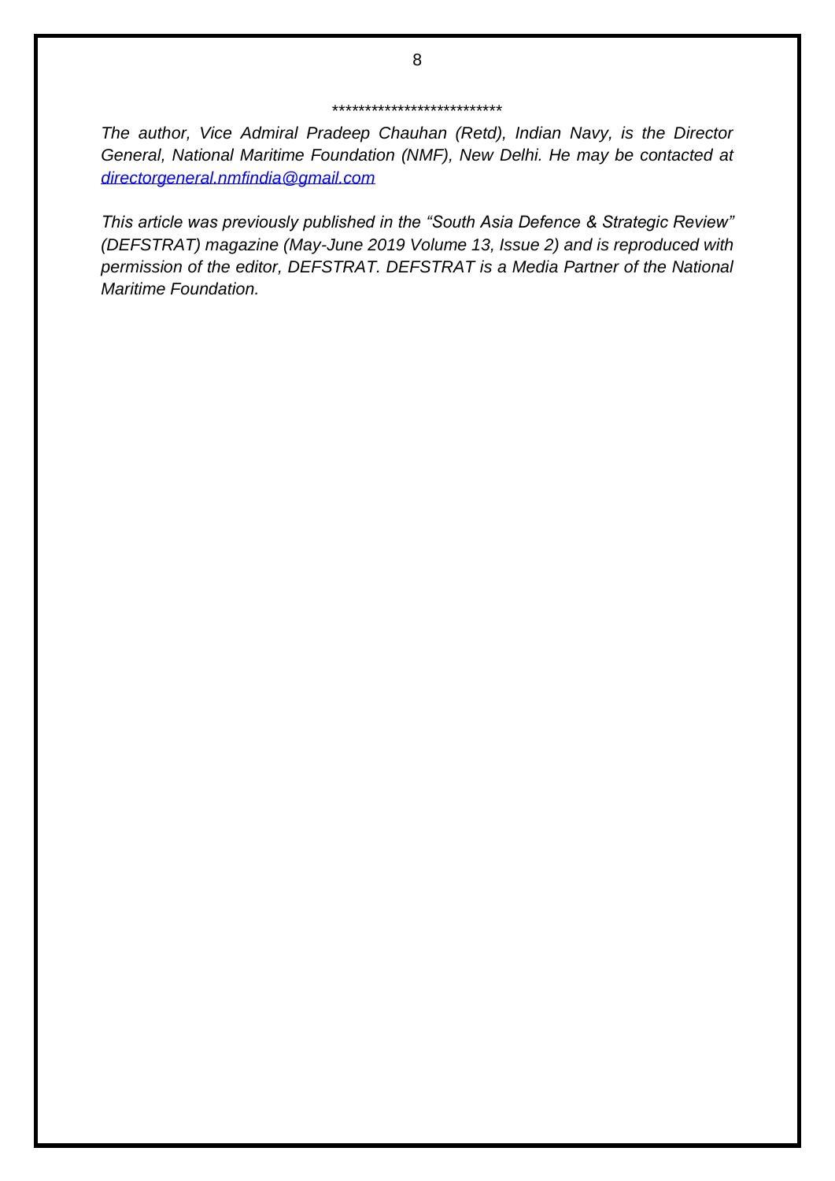**************************

*The author, Vice Admiral Pradeep Chauhan (Retd), Indian Navy, is the Director General, National Maritime Foundation (NMF), New Delhi. He may be contacted at [directorgeneral.nmfindia@gmail.com](mailto:directorgeneral.nmfindia@gmail.com)*

*This article was previously published in the "South Asia Defence & Strategic Review" (DEFSTRAT) magazine (May-June 2019 Volume 13, Issue 2) and is reproduced with permission of the editor, DEFSTRAT. DEFSTRAT is a Media Partner of the National Maritime Foundation.*